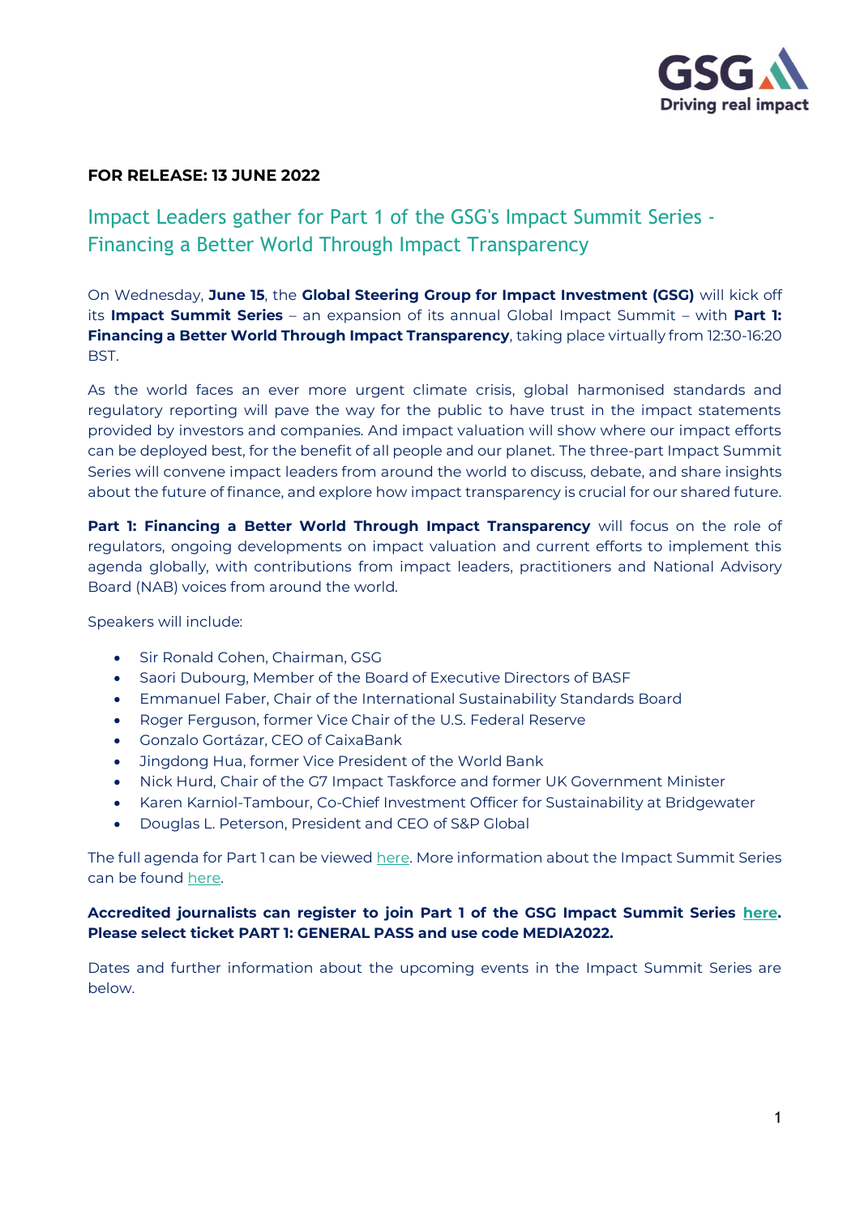**FOR RELEASE: 13 JUNE 2022**

# Impact Leaders gather for Part 1 of the GSG's Impact Summit Series - Financing a Better World Through Impact Transparency

On Wednesday, **June 15**, the **Global Steering Group for Impact Investment (GSG)** will kick off its **Impact Summit Series** – an expansion of its annual Global Impact Summit – with **Part 1: Financing a Better World Through Impact Transparency**, taking place virtually from 12:30-16:20 BST.

As the world faces an ever more urgent climate crisis, global harmonised standards and regulatory reporting will pave the way for the public to have trust in the impact statements provided by investors and companies. And impact valuation will show where our impact efforts can be deployed best, for the benefit of all people and our planet. The three-part Impact Summit Series will convene impact leaders from around the world to discuss, debate, and share insights about the future of finance, and explore how impact transparency is crucial for our shared future.

**Part 1: Financing a Better World Through Impact Transparency** will focus on the role of regulators, ongoing developments on impact valuation and current efforts to implement this agenda globally, with contributions from impact leaders, practitioners and National Advisory Board (NAB) voices from around the world.

Speakers will include:

- Sir Ronald Cohen, Chairman, GSG
- Saori Dubourg, Member of the Board of Executive Directors of BASF
- Emmanuel Faber, Chair of the International Sustainability Standards Board
- Roger Ferguson, former Vice Chair of the U.S. Federal Reserve
- Gonzalo Gortázar, CEO of CaixaBank
- Jingdong Hua, former Vice President of the World Bank
- Nick Hurd, Chair of the G7 Impact Taskforce and former UK Government Minister
- Karen Karniol-Tambour, Co-Chief Investment Officer for Sustainability at Bridgewater
- Douglas L. Peterson, President and CEO of S&P Global

The full agenda for Part 1 can be viewed here. More information about the Impact Summit Series can be found here.

**Accredited journalists can register to join Part 1 of the GSG Impact Summit Series here. Please select ticket PART 1: GENERAL PASS and use code MEDIA2022.**

Dates and further information about the upcoming events in the Impact Summit Series are below.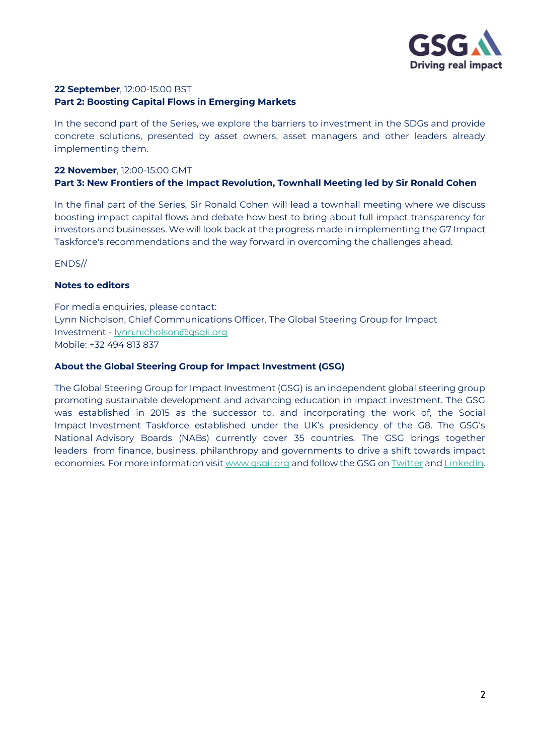**22 September**, 12:00-15:00 BST
**Part 2: Boosting Capital Flows in Emerging Markets**

In the second part of the Series, we explore the barriers to investment in the SDGs and provide concrete solutions, presented by asset owners, asset managers and other leaders already implementing them.

**22 November**, 12:00-15:00 GMT
**Part 3: New Frontiers of the Impact Revolution, Townhall Meeting led by Sir Ronald Cohen**

In the final part of the Series, Sir Ronald Cohen will lead a townhall meeting where we discuss boosting impact capital flows and debate how best to bring about full impact transparency for investors and businesses. We will look back at the progress made in implementing the G7 Impact Taskforce's recommendations and the way forward in overcoming the challenges ahead.

ENDS//

**Notes to editors**

For media enquiries, please contact:
Lynn Nicholson, Chief Communications Officer, The Global Steering Group for Impact Investment - lynn.nicholson@gsgii.org
Mobile: +32 494 813 837

**About the Global Steering Group for Impact Investment (GSG)**

The Global Steering Group for Impact Investment (GSG) is an independent global steering group promoting sustainable development and advancing education in impact investment. The GSG was established in 2015 as the successor to, and incorporating the work of, the Social Impact Investment Taskforce established under the UK's presidency of the G8. The GSG's National Advisory Boards (NABs) currently cover 35 countries. The GSG brings together leaders from finance, business, philanthropy and governments to drive a shift towards impact economies. For more information visit www.gsgii.org and follow the GSG on Twitter and LinkedIn.